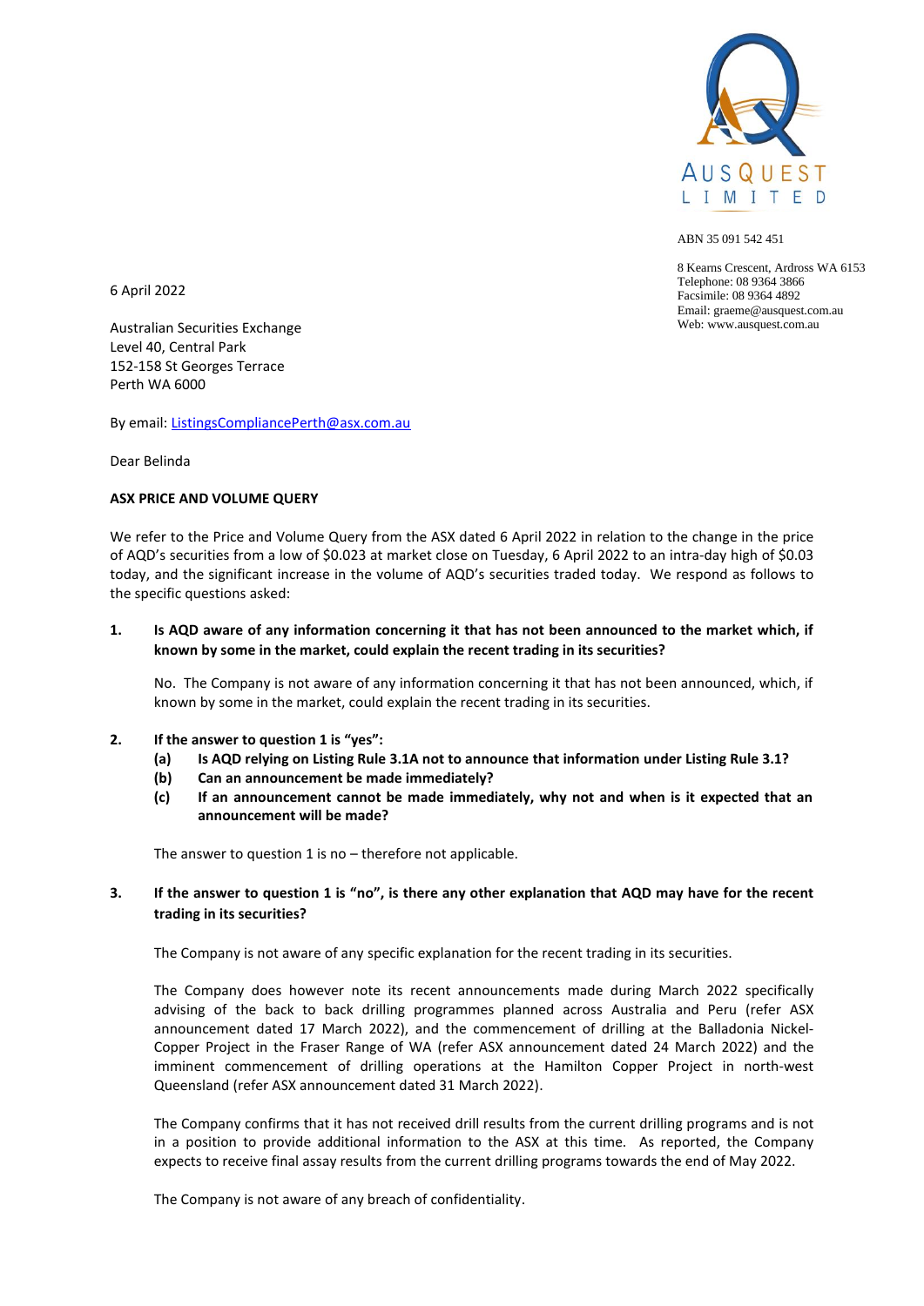AUSQUEST LIMITED

ABN 35 091 542 451

8 Kearns Crescent, Ardross WA 6153
Telephone: 08 9364 3866
Facsimile: 08 9364 4892
Email: graeme@ausquest.com.au
Web: www.ausquest.com.au

6 April 2022

Australian Securities Exchange
Level 40, Central Park
152-158 St Georges Terrace
Perth WA 6000

By email: ListingsCompliancePerth@asx.com.au

Dear Belinda

**ASX PRICE AND VOLUME QUERY**

We refer to the Price and Volume Query from the ASX dated 6 April 2022 in relation to the change in the price of AQD's securities from a low of $0.023 at market close on Tuesday, 6 April 2022 to an intra-day high of $0.03 today, and the significant increase in the volume of AQD's securities traded today. We respond as follows to the specific questions asked:

1. **Is AQD aware of any information concerning it that has not been announced to the market which, if known by some in the market, could explain the recent trading in its securities?**

   No. The Company is not aware of any information concerning it that has not been announced, which, if known by some in the market, could explain the recent trading in its securities.

2. **If the answer to question 1 is "yes":**
   - **(a) Is AQD relying on Listing Rule 3.1A not to announce that information under Listing Rule 3.1?**
   - **(b) Can an announcement be made immediately?**
   - **(c) If an announcement cannot be made immediately, why not and when is it expected that an announcement will be made?**

   The answer to question 1 is no – therefore not applicable.

3. **If the answer to question 1 is "no", is there any other explanation that AQD may have for the recent trading in its securities?**

   The Company is not aware of any specific explanation for the recent trading in its securities.

   The Company does however note its recent announcements made during March 2022 specifically advising of the back to back drilling programmes planned across Australia and Peru (refer ASX announcement dated 17 March 2022), and the commencement of drilling at the Balladonia Nickel-Copper Project in the Fraser Range of WA (refer ASX announcement dated 24 March 2022) and the imminent commencement of drilling operations at the Hamilton Copper Project in north-west Queensland (refer ASX announcement dated 31 March 2022).

   The Company confirms that it has not received drill results from the current drilling programs and is not in a position to provide additional information to the ASX at this time. As reported, the Company expects to receive final assay results from the current drilling programs towards the end of May 2022.

   The Company is not aware of any breach of confidentiality.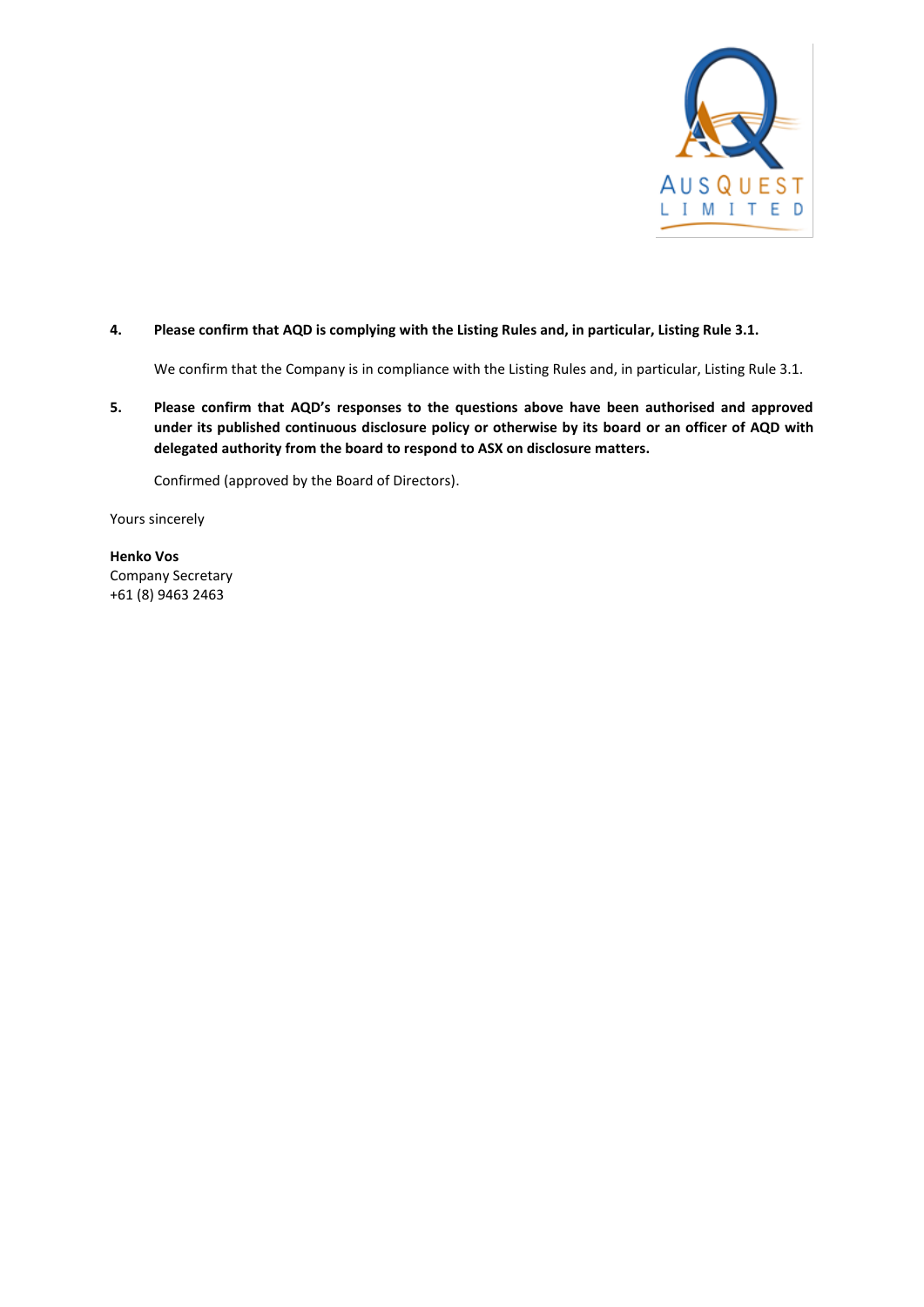4. **Please confirm that AQD is complying with the Listing Rules and, in particular, Listing Rule 3.1.**

   We confirm that the Company is in compliance with the Listing Rules and, in particular, Listing Rule 3.1.

5. **Please confirm that AQD's responses to the questions above have been authorised and approved under its published continuous disclosure policy or otherwise by its board or an officer of AQD with delegated authority from the board to respond to ASX on disclosure matters.**

   Confirmed (approved by the Board of Directors).

Yours sincerely

**Henko Vos**
Company Secretary
+61 (8) 9463 2463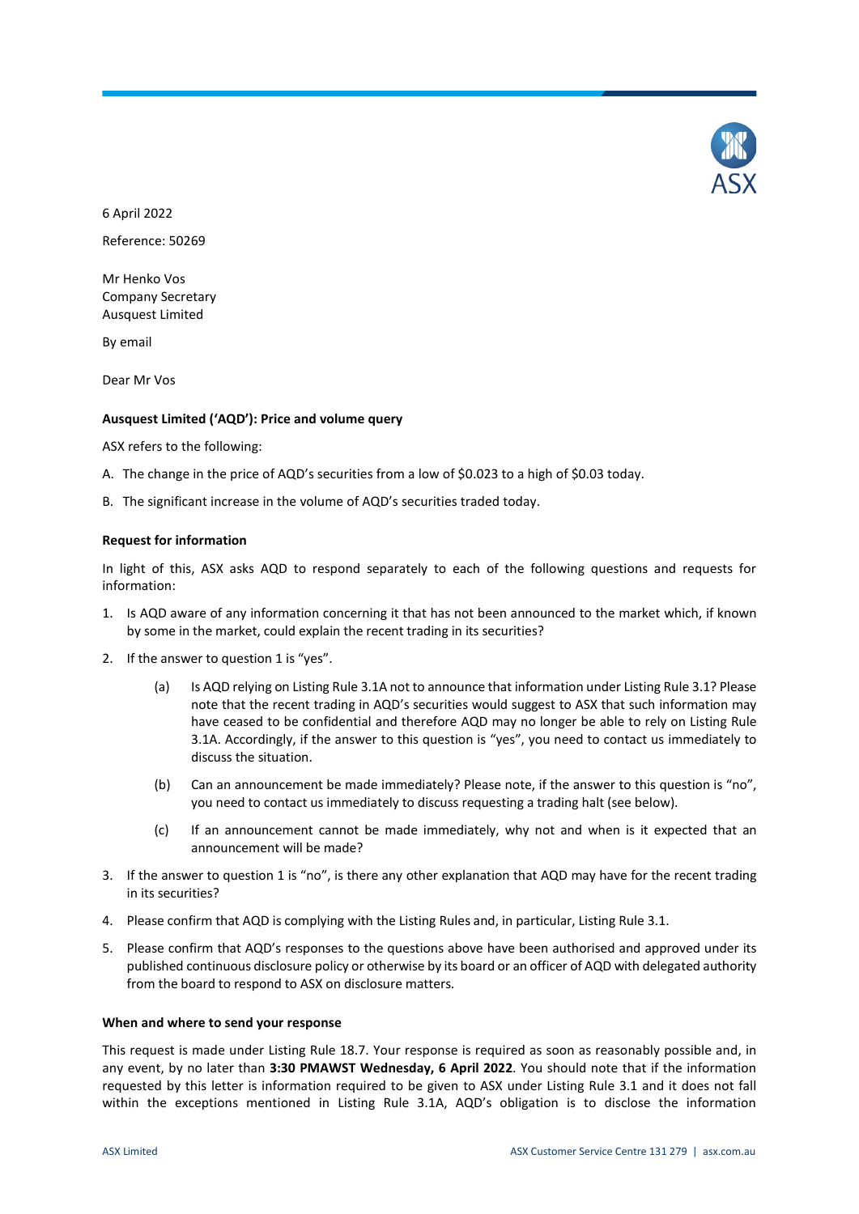6 April 2022

Reference: 50269

Mr Henko Vos
Company Secretary
Ausquest Limited

By email

Dear Mr Vos

**Ausquest Limited ('AQD'): Price and volume query**

ASX refers to the following:

A. The change in the price of AQD's securities from a low of $0.023 to a high of $0.03 today.

B. The significant increase in the volume of AQD's securities traded today.

**Request for information**

In light of this, ASX asks AQD to respond separately to each of the following questions and requests for information:

1. Is AQD aware of any information concerning it that has not been announced to the market which, if known by some in the market, could explain the recent trading in its securities?

2. If the answer to question 1 is "yes".

   (a) Is AQD relying on Listing Rule 3.1A not to announce that information under Listing Rule 3.1? Please note that the recent trading in AQD's securities would suggest to ASX that such information may have ceased to be confidential and therefore AQD may no longer be able to rely on Listing Rule 3.1A. Accordingly, if the answer to this question is "yes", you need to contact us immediately to discuss the situation.

   (b) Can an announcement be made immediately? Please note, if the answer to this question is "no", you need to contact us immediately to discuss requesting a trading halt (see below).

   (c) If an announcement cannot be made immediately, why not and when is it expected that an announcement will be made?

3. If the answer to question 1 is "no", is there any other explanation that AQD may have for the recent trading in its securities?

4. Please confirm that AQD is complying with the Listing Rules and, in particular, Listing Rule 3.1.

5. Please confirm that AQD's responses to the questions above have been authorised and approved under its published continuous disclosure policy or otherwise by its board or an officer of AQD with delegated authority from the board to respond to ASX on disclosure matters.

**When and where to send your response**

This request is made under Listing Rule 18.7. Your response is required as soon as reasonably possible and, in any event, by no later than **3:30 PMAWST Wednesday, 6 April 2022**. You should note that if the information requested by this letter is information required to be given to ASX under Listing Rule 3.1 and it does not fall within the exceptions mentioned in Listing Rule 3.1A, AQD's obligation is to disclose the information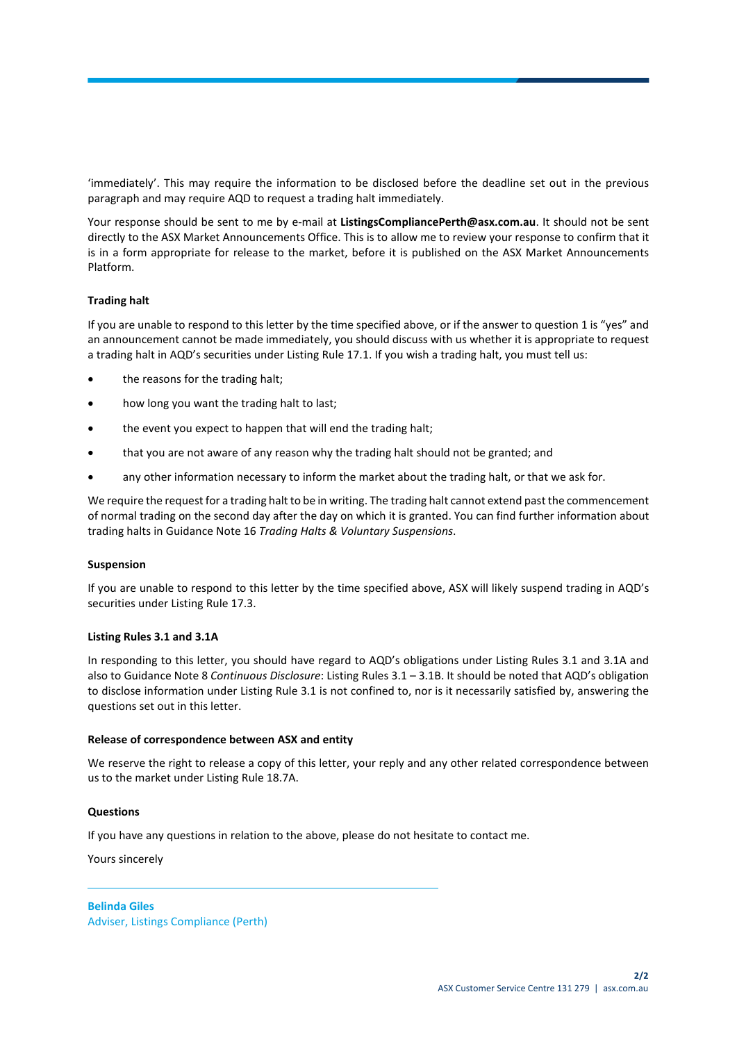'immediately'. This may require the information to be disclosed before the deadline set out in the previous paragraph and may require AQD to request a trading halt immediately.

Your response should be sent to me by e-mail at **ListingsCompliancePerth@asx.com.au**. It should not be sent directly to the ASX Market Announcements Office. This is to allow me to review your response to confirm that it is in a form appropriate for release to the market, before it is published on the ASX Market Announcements Platform.

**Trading halt**

If you are unable to respond to this letter by the time specified above, or if the answer to question 1 is "yes" and an announcement cannot be made immediately, you should discuss with us whether it is appropriate to request a trading halt in AQD's securities under Listing Rule 17.1. If you wish a trading halt, you must tell us:

- the reasons for the trading halt;
- how long you want the trading halt to last;
- the event you expect to happen that will end the trading halt;
- that you are not aware of any reason why the trading halt should not be granted; and
- any other information necessary to inform the market about the trading halt, or that we ask for.

We require the request for a trading halt to be in writing. The trading halt cannot extend past the commencement of normal trading on the second day after the day on which it is granted. You can find further information about trading halts in Guidance Note 16 *Trading Halts & Voluntary Suspensions*.

**Suspension**

If you are unable to respond to this letter by the time specified above, ASX will likely suspend trading in AQD's securities under Listing Rule 17.3.

**Listing Rules 3.1 and 3.1A**

In responding to this letter, you should have regard to AQD's obligations under Listing Rules 3.1 and 3.1A and also to Guidance Note 8 *Continuous Disclosure*: Listing Rules 3.1 – 3.1B. It should be noted that AQD's obligation to disclose information under Listing Rule 3.1 is not confined to, nor is it necessarily satisfied by, answering the questions set out in this letter.

**Release of correspondence between ASX and entity**

We reserve the right to release a copy of this letter, your reply and any other related correspondence between us to the market under Listing Rule 18.7A.

**Questions**

If you have any questions in relation to the above, please do not hesitate to contact me.

Yours sincerely

**Belinda Giles**
Adviser, Listings Compliance (Perth)